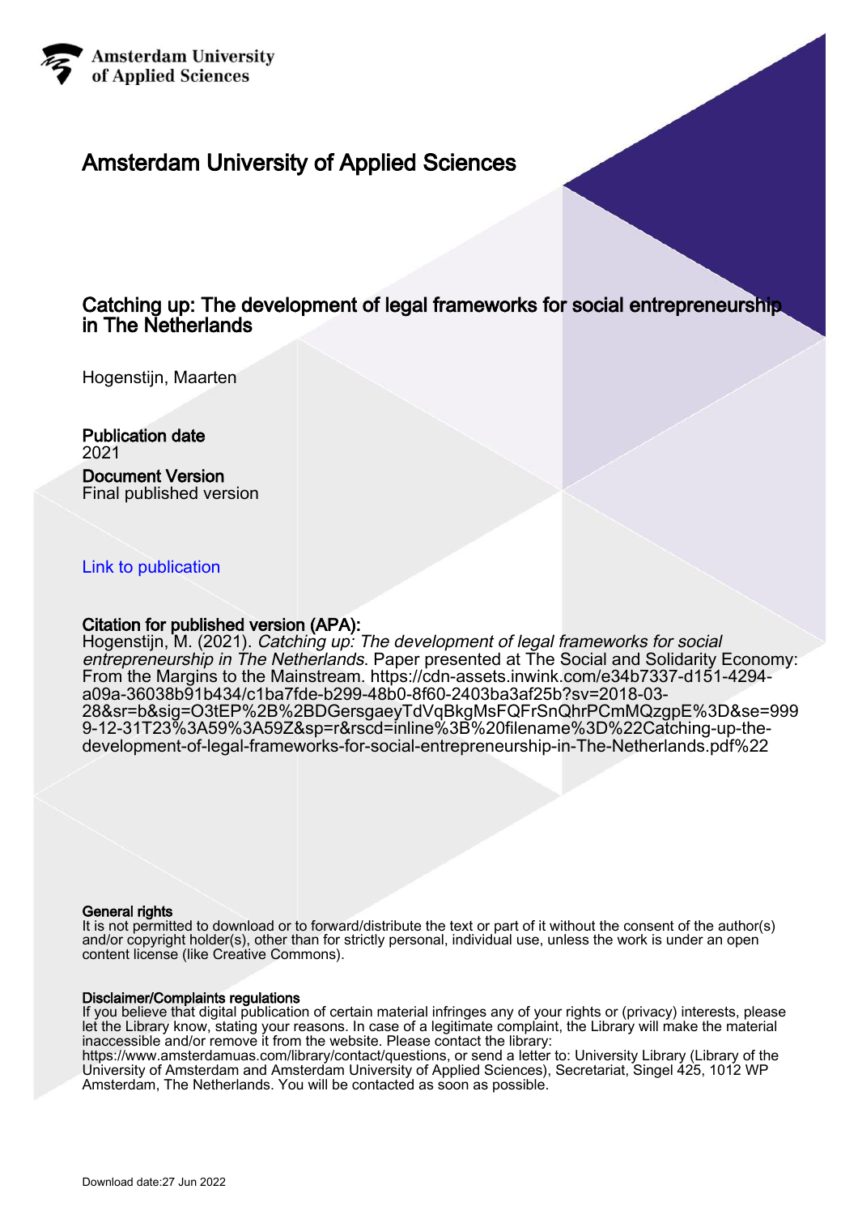Amsterdam University of Applied Sciences

# Amsterdam University of Applied Sciences

## Catching up: The development of legal frameworks for social entrepreneurship in The Netherlands

Hogenstijn, Maarten

**Publication date**
2021

**Document Version**
Final published version

Link to publication

**Citation for published version (APA):**
Hogenstijn, M. (2021). *Catching up: The development of legal frameworks for social entrepreneurship in The Netherlands*. Paper presented at The Social and Solidarity Economy: From the Margins to the Mainstream. https://cdn-assets.inwink.com/e34b7337-d151-4294-a09a-36038b91b434/c1ba7fde-b299-48b0-8f60-2403ba3af25b?sv=2018-03-28&sr=b&sig=O3tEP%2B%2BDGersgaeyTdVqBkgMsFQFrSnQhrPCmMQzgpE%3D&se=9999-12-31T23%3A59%3A59Z&sp=r&rscd=inline%3B%20filename%3D%22Catching-up-the-development-of-legal-frameworks-for-social-entrepreneurship-in-The-Netherlands.pdf%22

**General rights**
It is not permitted to download or to forward/distribute the text or part of it without the consent of the author(s) and/or copyright holder(s), other than for strictly personal, individual use, unless the work is under an open content license (like Creative Commons).

**Disclaimer/Complaints regulations**
If you believe that digital publication of certain material infringes any of your rights or (privacy) interests, please let the Library know, stating your reasons. In case of a legitimate complaint, the Library will make the material inaccessible and/or remove it from the website. Please contact the library: https://www.amsterdamuas.com/library/contact/questions, or send a letter to: University Library (Library of the University of Amsterdam and Amsterdam University of Applied Sciences), Secretariat, Singel 425, 1012 WP Amsterdam, The Netherlands. You will be contacted as soon as possible.

Download date:27 Jun 2022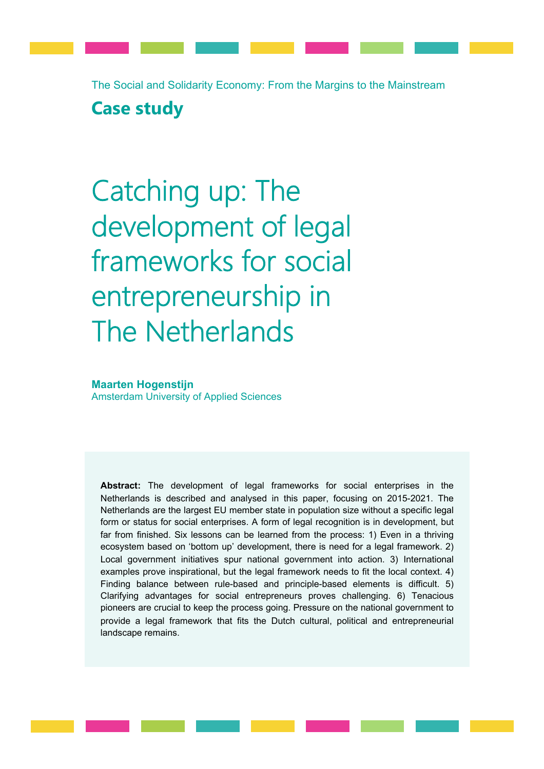The Social and Solidarity Economy: From the Margins to the Mainstream

**Case study**

# Catching up: The development of legal frameworks for social entrepreneurship in The Netherlands

**Maarten Hogenstijn**
Amsterdam University of Applied Sciences

**Abstract:** The development of legal frameworks for social enterprises in the Netherlands is described and analysed in this paper, focusing on 2015-2021. The Netherlands are the largest EU member state in population size without a specific legal form or status for social enterprises. A form of legal recognition is in development, but far from finished. Six lessons can be learned from the process: 1) Even in a thriving ecosystem based on 'bottom up' development, there is need for a legal framework. 2) Local government initiatives spur national government into action. 3) International examples prove inspirational, but the legal framework needs to fit the local context. 4) Finding balance between rule-based and principle-based elements is difficult. 5) Clarifying advantages for social entrepreneurs proves challenging. 6) Tenacious pioneers are crucial to keep the process going. Pressure on the national government to provide a legal framework that fits the Dutch cultural, political and entrepreneurial landscape remains.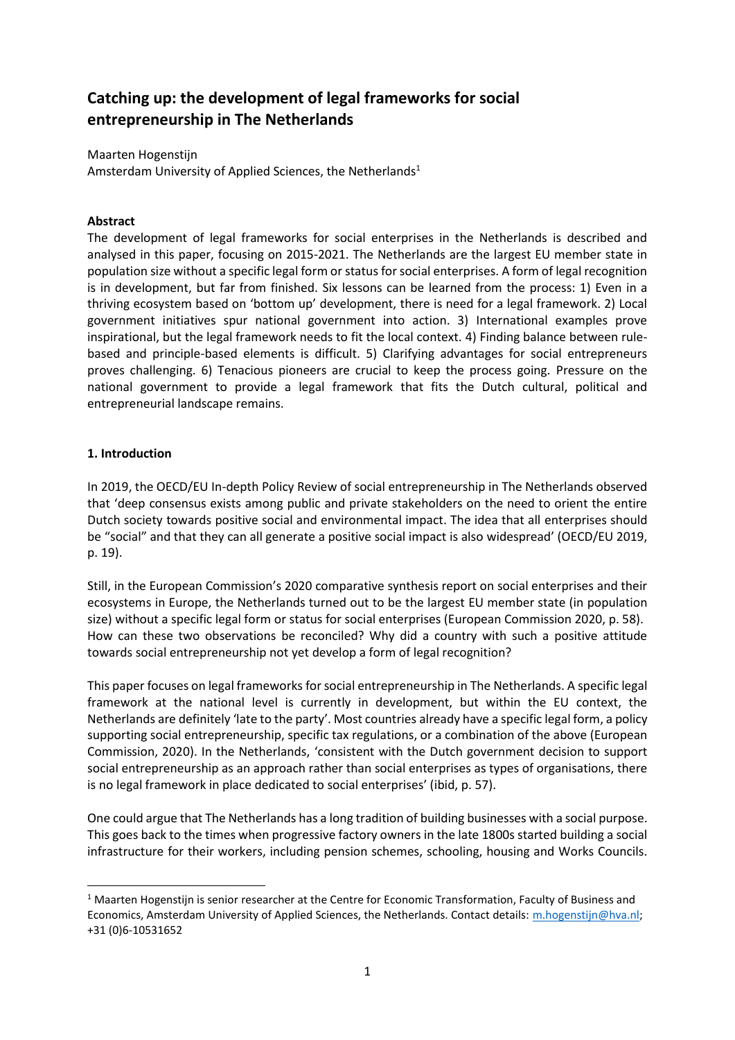# Catching up: the development of legal frameworks for social entrepreneurship in The Netherlands

Maarten Hogenstijn

Amsterdam University of Applied Sciences, the Netherlands[1]

**Abstract**

The development of legal frameworks for social enterprises in the Netherlands is described and analysed in this paper, focusing on 2015-2021. The Netherlands are the largest EU member state in population size without a specific legal form or status for social enterprises. A form of legal recognition is in development, but far from finished. Six lessons can be learned from the process: 1) Even in a thriving ecosystem based on 'bottom up' development, there is need for a legal framework. 2) Local government initiatives spur national government into action. 3) International examples prove inspirational, but the legal framework needs to fit the local context. 4) Finding balance between rule-based and principle-based elements is difficult. 5) Clarifying advantages for social entrepreneurs proves challenging. 6) Tenacious pioneers are crucial to keep the process going. Pressure on the national government to provide a legal framework that fits the Dutch cultural, political and entrepreneurial landscape remains.

**1. Introduction**

In 2019, the OECD/EU In-depth Policy Review of social entrepreneurship in The Netherlands observed that 'deep consensus exists among public and private stakeholders on the need to orient the entire Dutch society towards positive social and environmental impact. The idea that all enterprises should be "social" and that they can all generate a positive social impact is also widespread' (OECD/EU 2019, p. 19).

Still, in the European Commission's 2020 comparative synthesis report on social enterprises and their ecosystems in Europe, the Netherlands turned out to be the largest EU member state (in population size) without a specific legal form or status for social enterprises (European Commission 2020, p. 58). How can these two observations be reconciled? Why did a country with such a positive attitude towards social entrepreneurship not yet develop a form of legal recognition?

This paper focuses on legal frameworks for social entrepreneurship in The Netherlands. A specific legal framework at the national level is currently in development, but within the EU context, the Netherlands are definitely 'late to the party'. Most countries already have a specific legal form, a policy supporting social entrepreneurship, specific tax regulations, or a combination of the above (European Commission, 2020). In the Netherlands, 'consistent with the Dutch government decision to support social entrepreneurship as an approach rather than social enterprises as types of organisations, there is no legal framework in place dedicated to social enterprises' (ibid, p. 57).

One could argue that The Netherlands has a long tradition of building businesses with a social purpose. This goes back to the times when progressive factory owners in the late 1800s started building a social infrastructure for their workers, including pension schemes, schooling, housing and Works Councils.

[1] Maarten Hogenstijn is senior researcher at the Centre for Economic Transformation, Faculty of Business and Economics, Amsterdam University of Applied Sciences, the Netherlands. Contact details: m.hogenstijn@hva.nl; +31 (0)6-10531652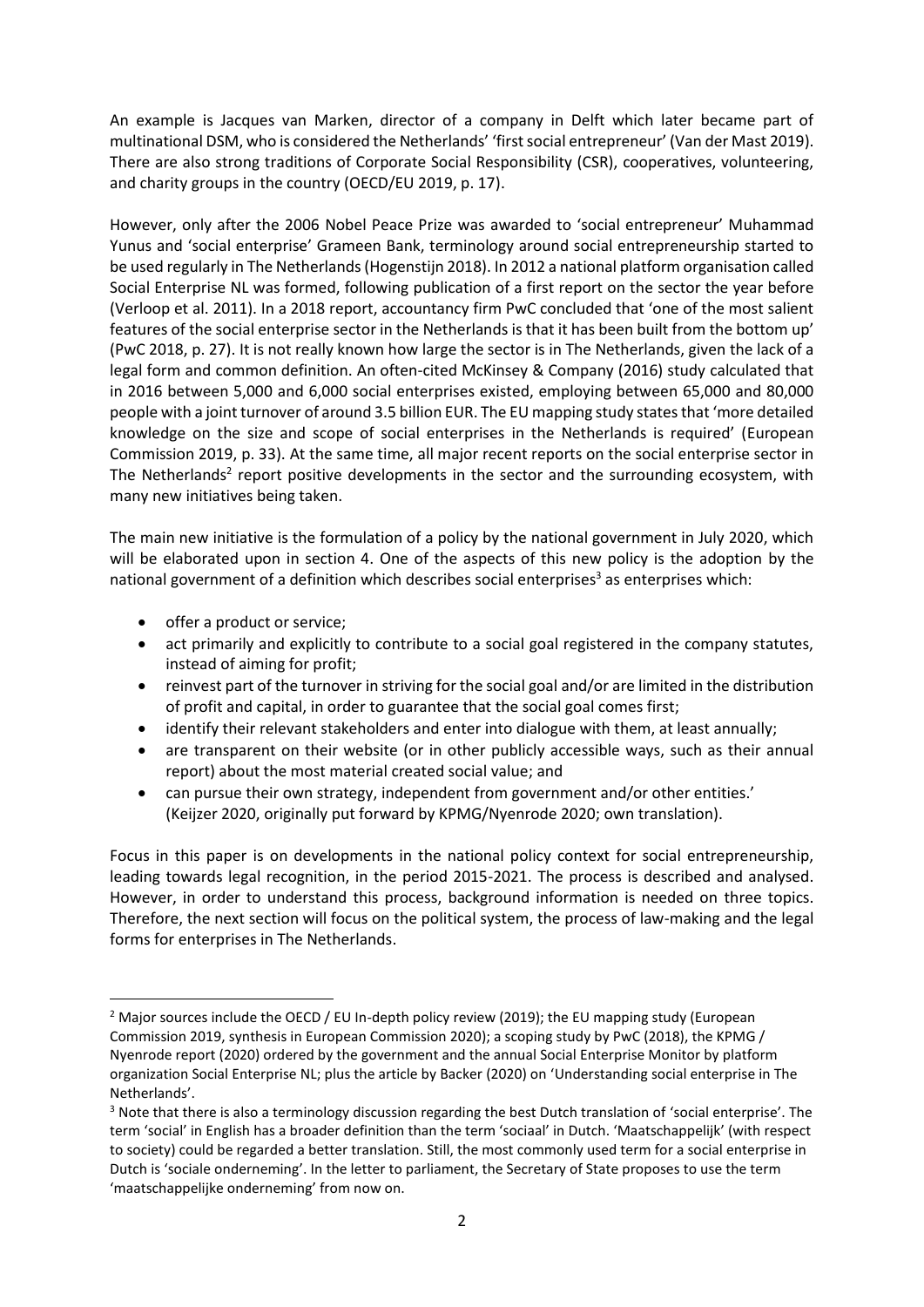An example is Jacques van Marken, director of a company in Delft which later became part of multinational DSM, who is considered the Netherlands' 'first social entrepreneur' (Van der Mast 2019). There are also strong traditions of Corporate Social Responsibility (CSR), cooperatives, volunteering, and charity groups in the country (OECD/EU 2019, p. 17).

However, only after the 2006 Nobel Peace Prize was awarded to 'social entrepreneur' Muhammad Yunus and 'social enterprise' Grameen Bank, terminology around social entrepreneurship started to be used regularly in The Netherlands (Hogenstijn 2018). In 2012 a national platform organisation called Social Enterprise NL was formed, following publication of a first report on the sector the year before (Verloop et al. 2011). In a 2018 report, accountancy firm PwC concluded that 'one of the most salient features of the social enterprise sector in the Netherlands is that it has been built from the bottom up' (PwC 2018, p. 27). It is not really known how large the sector is in The Netherlands, given the lack of a legal form and common definition. An often-cited McKinsey & Company (2016) study calculated that in 2016 between 5,000 and 6,000 social enterprises existed, employing between 65,000 and 80,000 people with a joint turnover of around 3.5 billion EUR. The EU mapping study states that 'more detailed knowledge on the size and scope of social enterprises in the Netherlands is required' (European Commission 2019, p. 33). At the same time, all major recent reports on the social enterprise sector in The Netherlands[2] report positive developments in the sector and the surrounding ecosystem, with many new initiatives being taken.

The main new initiative is the formulation of a policy by the national government in July 2020, which will be elaborated upon in section 4. One of the aspects of this new policy is the adoption by the national government of a definition which describes social enterprises[3] as enterprises which:

- offer a product or service;
- act primarily and explicitly to contribute to a social goal registered in the company statutes, instead of aiming for profit;
- reinvest part of the turnover in striving for the social goal and/or are limited in the distribution of profit and capital, in order to guarantee that the social goal comes first;
- identify their relevant stakeholders and enter into dialogue with them, at least annually;
- are transparent on their website (or in other publicly accessible ways, such as their annual report) about the most material created social value; and
- can pursue their own strategy, independent from government and/or other entities.' (Keijzer 2020, originally put forward by KPMG/Nyenrode 2020; own translation).

Focus in this paper is on developments in the national policy context for social entrepreneurship, leading towards legal recognition, in the period 2015-2021. The process is described and analysed. However, in order to understand this process, background information is needed on three topics. Therefore, the next section will focus on the political system, the process of law-making and the legal forms for enterprises in The Netherlands.

---

[2] Major sources include the OECD / EU In-depth policy review (2019); the EU mapping study (European Commission 2019, synthesis in European Commission 2020); a scoping study by PwC (2018), the KPMG / Nyenrode report (2020) ordered by the government and the annual Social Enterprise Monitor by platform organization Social Enterprise NL; plus the article by Backer (2020) on 'Understanding social enterprise in The Netherlands'.

[3] Note that there is also a terminology discussion regarding the best Dutch translation of 'social enterprise'. The term 'social' in English has a broader definition than the term 'sociaal' in Dutch. 'Maatschappelijk' (with respect to society) could be regarded a better translation. Still, the most commonly used term for a social enterprise in Dutch is 'sociale onderneming'. In the letter to parliament, the Secretary of State proposes to use the term 'maatschappelijke onderneming' from now on.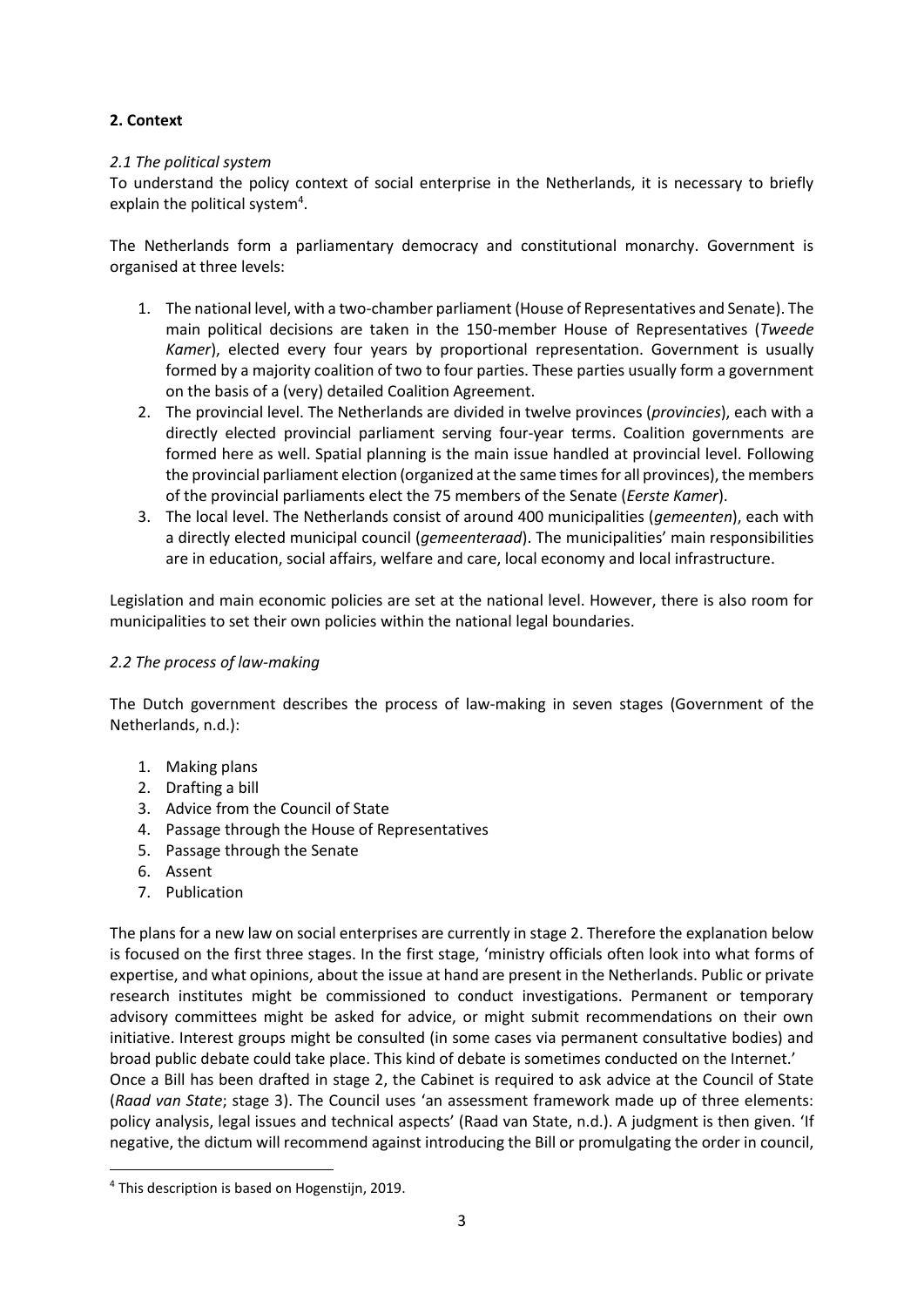**2. Context**

*2.1 The political system*

To understand the policy context of social enterprise in the Netherlands, it is necessary to briefly explain the political system[4].

The Netherlands form a parliamentary democracy and constitutional monarchy. Government is organised at three levels:

1. The national level, with a two-chamber parliament (House of Representatives and Senate). The main political decisions are taken in the 150-member House of Representatives (*Tweede Kamer*), elected every four years by proportional representation. Government is usually formed by a majority coalition of two to four parties. These parties usually form a government on the basis of a (very) detailed Coalition Agreement.
2. The provincial level. The Netherlands are divided in twelve provinces (*provincies*), each with a directly elected provincial parliament serving four-year terms. Coalition governments are formed here as well. Spatial planning is the main issue handled at provincial level. Following the provincial parliament election (organized at the same times for all provinces), the members of the provincial parliaments elect the 75 members of the Senate (*Eerste Kamer*).
3. The local level. The Netherlands consist of around 400 municipalities (*gemeenten*), each with a directly elected municipal council (*gemeenteraad*). The municipalities' main responsibilities are in education, social affairs, welfare and care, local economy and local infrastructure.

Legislation and main economic policies are set at the national level. However, there is also room for municipalities to set their own policies within the national legal boundaries.

*2.2 The process of law-making*

The Dutch government describes the process of law-making in seven stages (Government of the Netherlands, n.d.):

1. Making plans
2. Drafting a bill
3. Advice from the Council of State
4. Passage through the House of Representatives
5. Passage through the Senate
6. Assent
7. Publication

The plans for a new law on social enterprises are currently in stage 2. Therefore the explanation below is focused on the first three stages. In the first stage, 'ministry officials often look into what forms of expertise, and what opinions, about the issue at hand are present in the Netherlands. Public or private research institutes might be commissioned to conduct investigations. Permanent or temporary advisory committees might be asked for advice, or might submit recommendations on their own initiative. Interest groups might be consulted (in some cases via permanent consultative bodies) and broad public debate could take place. This kind of debate is sometimes conducted on the Internet.'
Once a Bill has been drafted in stage 2, the Cabinet is required to ask advice at the Council of State (*Raad van State*; stage 3). The Council uses 'an assessment framework made up of three elements: policy analysis, legal issues and technical aspects' (Raad van State, n.d.). A judgment is then given. 'If negative, the dictum will recommend against introducing the Bill or promulgating the order in council,

[4] This description is based on Hogenstijn, 2019.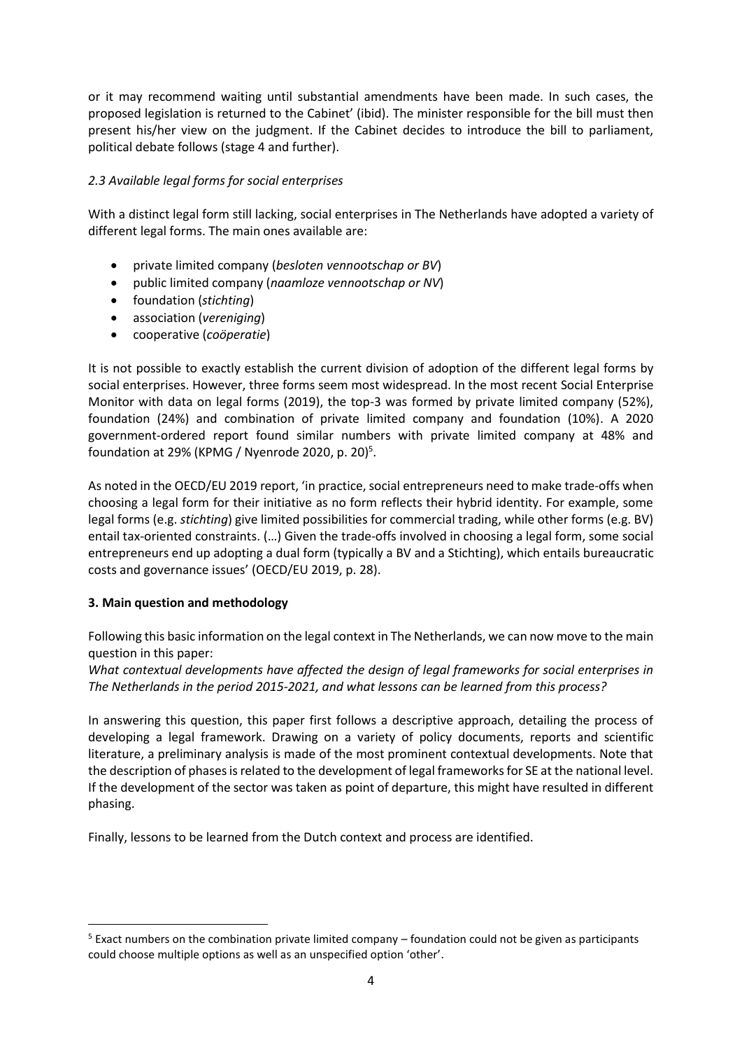or it may recommend waiting until substantial amendments have been made. In such cases, the proposed legislation is returned to the Cabinet' (ibid). The minister responsible for the bill must then present his/her view on the judgment. If the Cabinet decides to introduce the bill to parliament, political debate follows (stage 4 and further).

### *2.3 Available legal forms for social enterprises*

With a distinct legal form still lacking, social enterprises in The Netherlands have adopted a variety of different legal forms. The main ones available are:

- private limited company (*besloten vennootschap or BV*)
- public limited company (*naamloze vennootschap or NV*)
- foundation (*stichting*)
- association (*vereniging*)
- cooperative (*coöperatie*)

It is not possible to exactly establish the current division of adoption of the different legal forms by social enterprises. However, three forms seem most widespread. In the most recent Social Enterprise Monitor with data on legal forms (2019), the top-3 was formed by private limited company (52%), foundation (24%) and combination of private limited company and foundation (10%). A 2020 government-ordered report found similar numbers with private limited company at 48% and foundation at 29% (KPMG / Nyenrode 2020, p. 20)[5].

As noted in the OECD/EU 2019 report, 'in practice, social entrepreneurs need to make trade-offs when choosing a legal form for their initiative as no form reflects their hybrid identity. For example, some legal forms (e.g. *stichting*) give limited possibilities for commercial trading, while other forms (e.g. BV) entail tax-oriented constraints. (…) Given the trade-offs involved in choosing a legal form, some social entrepreneurs end up adopting a dual form (typically a BV and a Stichting), which entails bureaucratic costs and governance issues' (OECD/EU 2019, p. 28).

## **3. Main question and methodology**

Following this basic information on the legal context in The Netherlands, we can now move to the main question in this paper:

*What contextual developments have affected the design of legal frameworks for social enterprises in The Netherlands in the period 2015-2021, and what lessons can be learned from this process?*

In answering this question, this paper first follows a descriptive approach, detailing the process of developing a legal framework. Drawing on a variety of policy documents, reports and scientific literature, a preliminary analysis is made of the most prominent contextual developments. Note that the description of phases is related to the development of legal frameworks for SE at the national level. If the development of the sector was taken as point of departure, this might have resulted in different phasing.

Finally, lessons to be learned from the Dutch context and process are identified.

---

[5] Exact numbers on the combination private limited company – foundation could not be given as participants could choose multiple options as well as an unspecified option 'other'.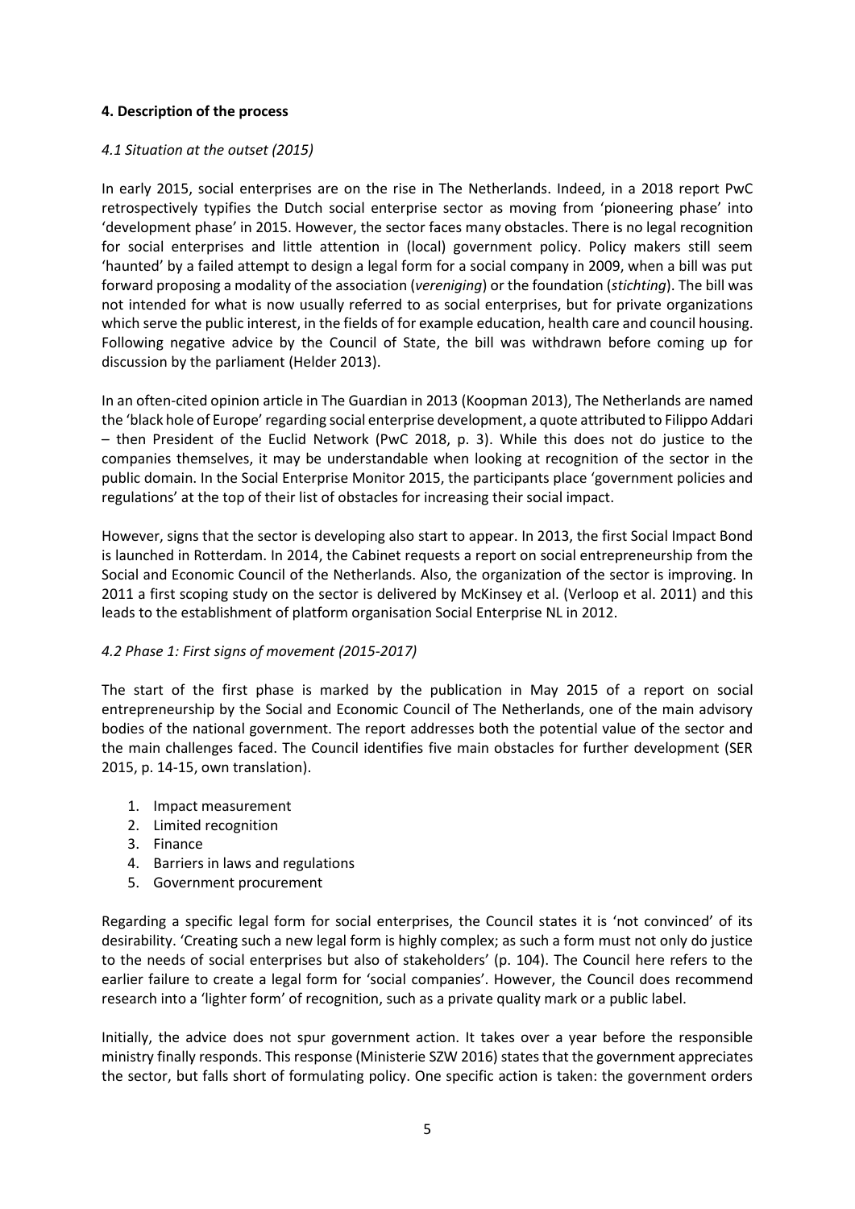### 4. Description of the process

#### *4.1 Situation at the outset (2015)*

In early 2015, social enterprises are on the rise in The Netherlands. Indeed, in a 2018 report PwC retrospectively typifies the Dutch social enterprise sector as moving from 'pioneering phase' into 'development phase' in 2015. However, the sector faces many obstacles. There is no legal recognition for social enterprises and little attention in (local) government policy. Policy makers still seem 'haunted' by a failed attempt to design a legal form for a social company in 2009, when a bill was put forward proposing a modality of the association (*vereniging*) or the foundation (*stichting*). The bill was not intended for what is now usually referred to as social enterprises, but for private organizations which serve the public interest, in the fields of for example education, health care and council housing. Following negative advice by the Council of State, the bill was withdrawn before coming up for discussion by the parliament (Helder 2013).

In an often-cited opinion article in The Guardian in 2013 (Koopman 2013), The Netherlands are named the 'black hole of Europe' regarding social enterprise development, a quote attributed to Filippo Addari – then President of the Euclid Network (PwC 2018, p. 3). While this does not do justice to the companies themselves, it may be understandable when looking at recognition of the sector in the public domain. In the Social Enterprise Monitor 2015, the participants place 'government policies and regulations' at the top of their list of obstacles for increasing their social impact.

However, signs that the sector is developing also start to appear. In 2013, the first Social Impact Bond is launched in Rotterdam. In 2014, the Cabinet requests a report on social entrepreneurship from the Social and Economic Council of the Netherlands. Also, the organization of the sector is improving. In 2011 a first scoping study on the sector is delivered by McKinsey et al. (Verloop et al. 2011) and this leads to the establishment of platform organisation Social Enterprise NL in 2012.

#### *4.2 Phase 1: First signs of movement (2015-2017)*

The start of the first phase is marked by the publication in May 2015 of a report on social entrepreneurship by the Social and Economic Council of The Netherlands, one of the main advisory bodies of the national government. The report addresses both the potential value of the sector and the main challenges faced. The Council identifies five main obstacles for further development (SER 2015, p. 14-15, own translation).

1. Impact measurement
2. Limited recognition
3. Finance
4. Barriers in laws and regulations
5. Government procurement

Regarding a specific legal form for social enterprises, the Council states it is 'not convinced' of its desirability. 'Creating such a new legal form is highly complex; as such a form must not only do justice to the needs of social enterprises but also of stakeholders' (p. 104). The Council here refers to the earlier failure to create a legal form for 'social companies'. However, the Council does recommend research into a 'lighter form' of recognition, such as a private quality mark or a public label.

Initially, the advice does not spur government action. It takes over a year before the responsible ministry finally responds. This response (Ministerie SZW 2016) states that the government appreciates the sector, but falls short of formulating policy. One specific action is taken: the government orders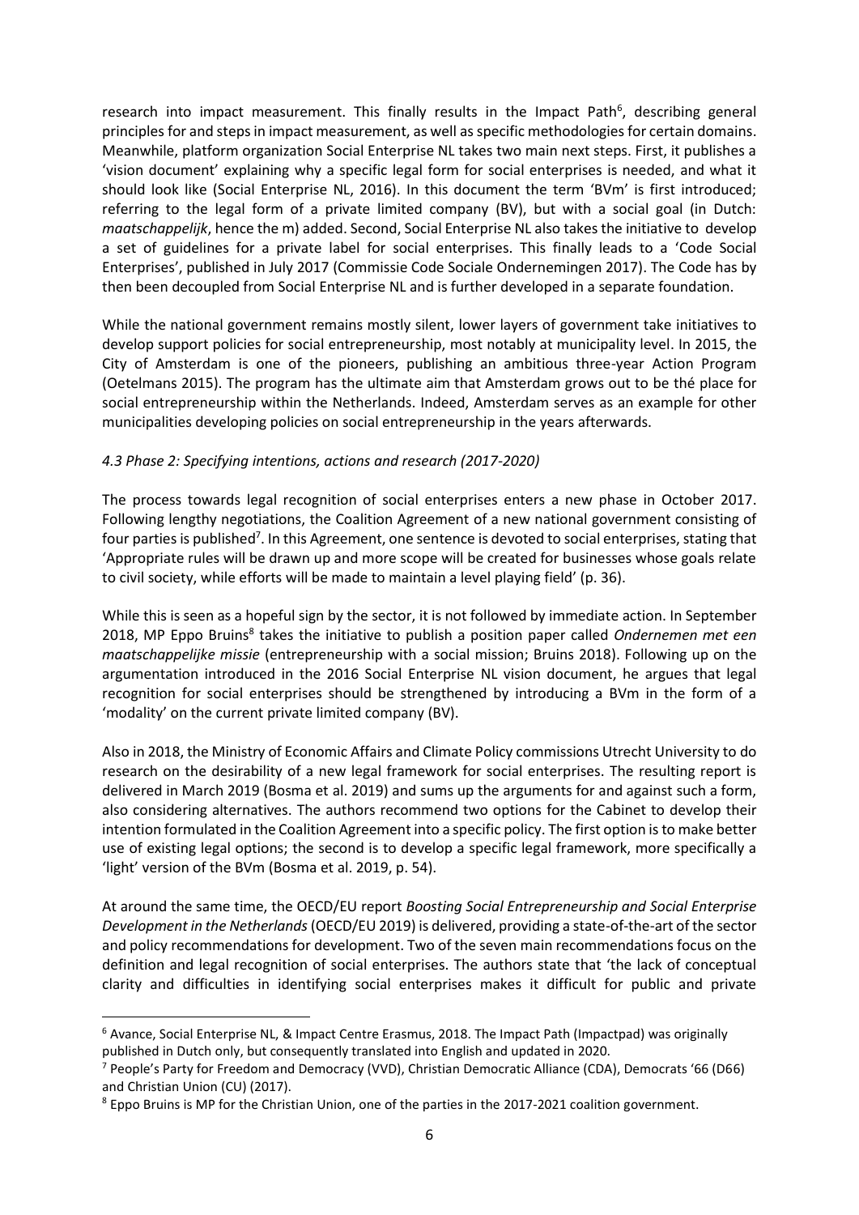research into impact measurement. This finally results in the Impact Path[6], describing general principles for and steps in impact measurement, as well as specific methodologies for certain domains. Meanwhile, platform organization Social Enterprise NL takes two main next steps. First, it publishes a 'vision document' explaining why a specific legal form for social enterprises is needed, and what it should look like (Social Enterprise NL, 2016). In this document the term 'BVm' is first introduced; referring to the legal form of a private limited company (BV), but with a social goal (in Dutch: *maatschappelijk*, hence the m) added. Second, Social Enterprise NL also takes the initiative to develop a set of guidelines for a private label for social enterprises. This finally leads to a 'Code Social Enterprises', published in July 2017 (Commissie Code Sociale Ondernemingen 2017). The Code has by then been decoupled from Social Enterprise NL and is further developed in a separate foundation.

While the national government remains mostly silent, lower layers of government take initiatives to develop support policies for social entrepreneurship, most notably at municipality level. In 2015, the City of Amsterdam is one of the pioneers, publishing an ambitious three-year Action Program (Oetelmans 2015). The program has the ultimate aim that Amsterdam grows out to be thé place for social entrepreneurship within the Netherlands. Indeed, Amsterdam serves as an example for other municipalities developing policies on social entrepreneurship in the years afterwards.

### *4.3 Phase 2: Specifying intentions, actions and research (2017-2020)*

The process towards legal recognition of social enterprises enters a new phase in October 2017. Following lengthy negotiations, the Coalition Agreement of a new national government consisting of four parties is published[7]. In this Agreement, one sentence is devoted to social enterprises, stating that 'Appropriate rules will be drawn up and more scope will be created for businesses whose goals relate to civil society, while efforts will be made to maintain a level playing field' (p. 36).

While this is seen as a hopeful sign by the sector, it is not followed by immediate action. In September 2018, MP Eppo Bruins[8] takes the initiative to publish a position paper called *Ondernemen met een maatschappelijke missie* (entrepreneurship with a social mission; Bruins 2018). Following up on the argumentation introduced in the 2016 Social Enterprise NL vision document, he argues that legal recognition for social enterprises should be strengthened by introducing a BVm in the form of a 'modality' on the current private limited company (BV).

Also in 2018, the Ministry of Economic Affairs and Climate Policy commissions Utrecht University to do research on the desirability of a new legal framework for social enterprises. The resulting report is delivered in March 2019 (Bosma et al. 2019) and sums up the arguments for and against such a form, also considering alternatives. The authors recommend two options for the Cabinet to develop their intention formulated in the Coalition Agreement into a specific policy. The first option is to make better use of existing legal options; the second is to develop a specific legal framework, more specifically a 'light' version of the BVm (Bosma et al. 2019, p. 54).

At around the same time, the OECD/EU report *Boosting Social Entrepreneurship and Social Enterprise Development in the Netherlands* (OECD/EU 2019) is delivered, providing a state-of-the-art of the sector and policy recommendations for development. Two of the seven main recommendations focus on the definition and legal recognition of social enterprises. The authors state that 'the lack of conceptual clarity and difficulties in identifying social enterprises makes it difficult for public and private

---

[6] Avance, Social Enterprise NL, & Impact Centre Erasmus, 2018. The Impact Path (Impactpad) was originally published in Dutch only, but consequently translated into English and updated in 2020.

[7] People's Party for Freedom and Democracy (VVD), Christian Democratic Alliance (CDA), Democrats '66 (D66) and Christian Union (CU) (2017).

[8] Eppo Bruins is MP for the Christian Union, one of the parties in the 2017-2021 coalition government.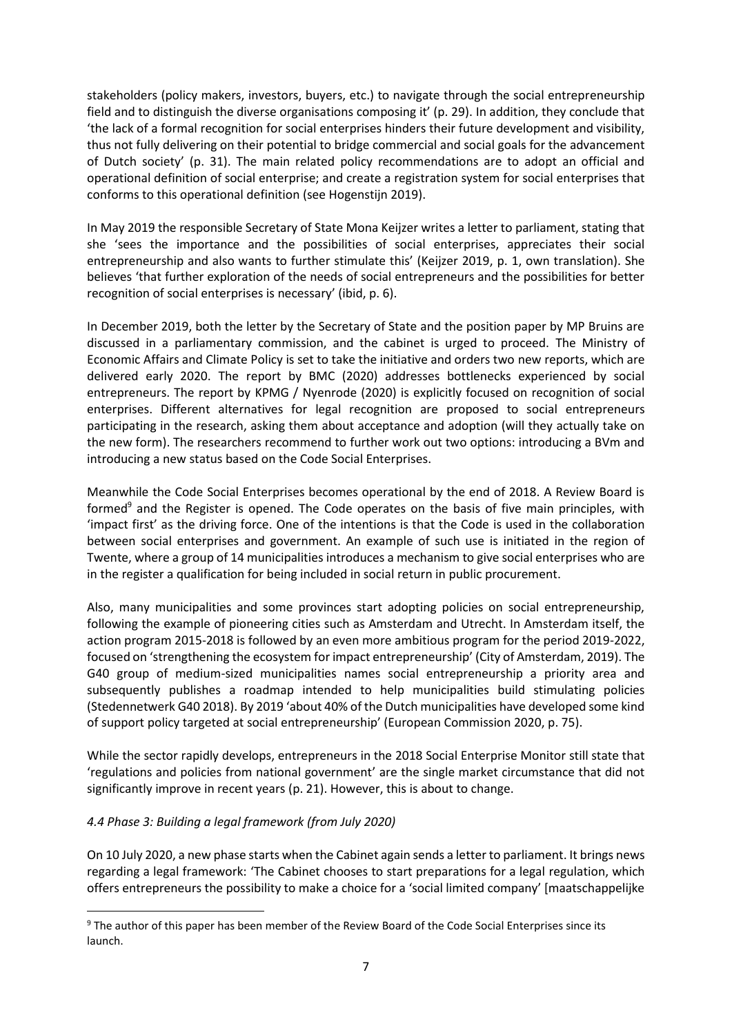stakeholders (policy makers, investors, buyers, etc.) to navigate through the social entrepreneurship field and to distinguish the diverse organisations composing it' (p. 29). In addition, they conclude that 'the lack of a formal recognition for social enterprises hinders their future development and visibility, thus not fully delivering on their potential to bridge commercial and social goals for the advancement of Dutch society' (p. 31). The main related policy recommendations are to adopt an official and operational definition of social enterprise; and create a registration system for social enterprises that conforms to this operational definition (see Hogenstijn 2019).

In May 2019 the responsible Secretary of State Mona Keijzer writes a letter to parliament, stating that she 'sees the importance and the possibilities of social enterprises, appreciates their social entrepreneurship and also wants to further stimulate this' (Keijzer 2019, p. 1, own translation). She believes 'that further exploration of the needs of social entrepreneurs and the possibilities for better recognition of social enterprises is necessary' (ibid, p. 6).

In December 2019, both the letter by the Secretary of State and the position paper by MP Bruins are discussed in a parliamentary commission, and the cabinet is urged to proceed. The Ministry of Economic Affairs and Climate Policy is set to take the initiative and orders two new reports, which are delivered early 2020. The report by BMC (2020) addresses bottlenecks experienced by social entrepreneurs. The report by KPMG / Nyenrode (2020) is explicitly focused on recognition of social enterprises. Different alternatives for legal recognition are proposed to social entrepreneurs participating in the research, asking them about acceptance and adoption (will they actually take on the new form). The researchers recommend to further work out two options: introducing a BVm and introducing a new status based on the Code Social Enterprises.

Meanwhile the Code Social Enterprises becomes operational by the end of 2018. A Review Board is formed[9] and the Register is opened. The Code operates on the basis of five main principles, with 'impact first' as the driving force. One of the intentions is that the Code is used in the collaboration between social enterprises and government. An example of such use is initiated in the region of Twente, where a group of 14 municipalities introduces a mechanism to give social enterprises who are in the register a qualification for being included in social return in public procurement.

Also, many municipalities and some provinces start adopting policies on social entrepreneurship, following the example of pioneering cities such as Amsterdam and Utrecht. In Amsterdam itself, the action program 2015-2018 is followed by an even more ambitious program for the period 2019-2022, focused on 'strengthening the ecosystem for impact entrepreneurship' (City of Amsterdam, 2019). The G40 group of medium-sized municipalities names social entrepreneurship a priority area and subsequently publishes a roadmap intended to help municipalities build stimulating policies (Stedennetwerk G40 2018). By 2019 'about 40% of the Dutch municipalities have developed some kind of support policy targeted at social entrepreneurship' (European Commission 2020, p. 75).

While the sector rapidly develops, entrepreneurs in the 2018 Social Enterprise Monitor still state that 'regulations and policies from national government' are the single market circumstance that did not significantly improve in recent years (p. 21). However, this is about to change.

### *4.4 Phase 3: Building a legal framework (from July 2020)*

On 10 July 2020, a new phase starts when the Cabinet again sends a letter to parliament. It brings news regarding a legal framework: 'The Cabinet chooses to start preparations for a legal regulation, which offers entrepreneurs the possibility to make a choice for a 'social limited company' [maatschappelijke

[9] The author of this paper has been member of the Review Board of the Code Social Enterprises since its launch.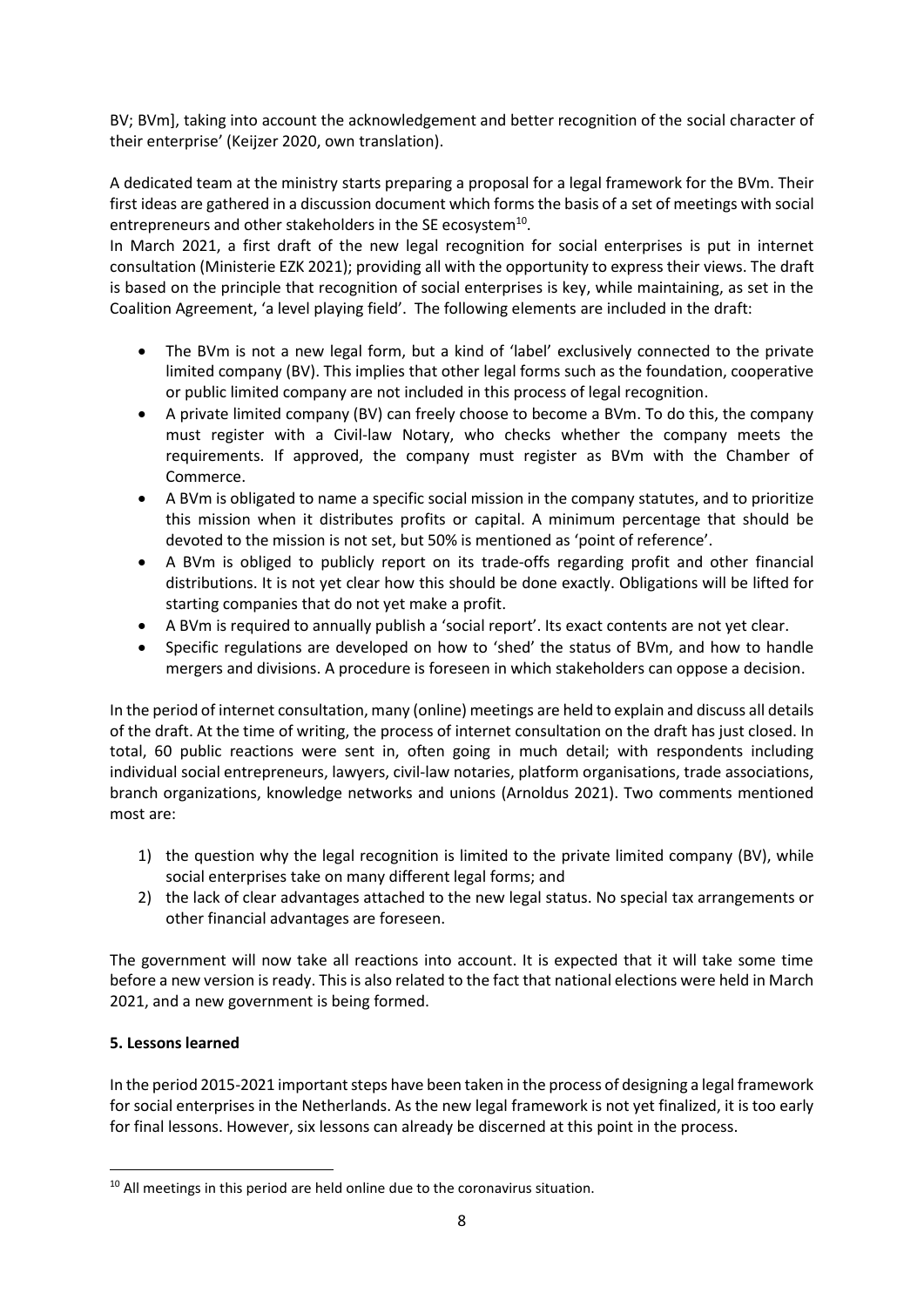BV; BVm], taking into account the acknowledgement and better recognition of the social character of their enterprise' (Keijzer 2020, own translation).

A dedicated team at the ministry starts preparing a proposal for a legal framework for the BVm. Their first ideas are gathered in a discussion document which forms the basis of a set of meetings with social entrepreneurs and other stakeholders in the SE ecosystem[10].

In March 2021, a first draft of the new legal recognition for social enterprises is put in internet consultation (Ministerie EZK 2021); providing all with the opportunity to express their views. The draft is based on the principle that recognition of social enterprises is key, while maintaining, as set in the Coalition Agreement, 'a level playing field'. The following elements are included in the draft:

- The BVm is not a new legal form, but a kind of 'label' exclusively connected to the private limited company (BV). This implies that other legal forms such as the foundation, cooperative or public limited company are not included in this process of legal recognition.
- A private limited company (BV) can freely choose to become a BVm. To do this, the company must register with a Civil-law Notary, who checks whether the company meets the requirements. If approved, the company must register as BVm with the Chamber of Commerce.
- A BVm is obligated to name a specific social mission in the company statutes, and to prioritize this mission when it distributes profits or capital. A minimum percentage that should be devoted to the mission is not set, but 50% is mentioned as 'point of reference'.
- A BVm is obliged to publicly report on its trade-offs regarding profit and other financial distributions. It is not yet clear how this should be done exactly. Obligations will be lifted for starting companies that do not yet make a profit.
- A BVm is required to annually publish a 'social report'. Its exact contents are not yet clear.
- Specific regulations are developed on how to 'shed' the status of BVm, and how to handle mergers and divisions. A procedure is foreseen in which stakeholders can oppose a decision.

In the period of internet consultation, many (online) meetings are held to explain and discuss all details of the draft. At the time of writing, the process of internet consultation on the draft has just closed. In total, 60 public reactions were sent in, often going in much detail; with respondents including individual social entrepreneurs, lawyers, civil-law notaries, platform organisations, trade associations, branch organizations, knowledge networks and unions (Arnoldus 2021). Two comments mentioned most are:

1) the question why the legal recognition is limited to the private limited company (BV), while social enterprises take on many different legal forms; and
2) the lack of clear advantages attached to the new legal status. No special tax arrangements or other financial advantages are foreseen.

The government will now take all reactions into account. It is expected that it will take some time before a new version is ready. This is also related to the fact that national elections were held in March 2021, and a new government is being formed.

## 5. Lessons learned

In the period 2015-2021 important steps have been taken in the process of designing a legal framework for social enterprises in the Netherlands. As the new legal framework is not yet finalized, it is too early for final lessons. However, six lessons can already be discerned at this point in the process.

[10] All meetings in this period are held online due to the coronavirus situation.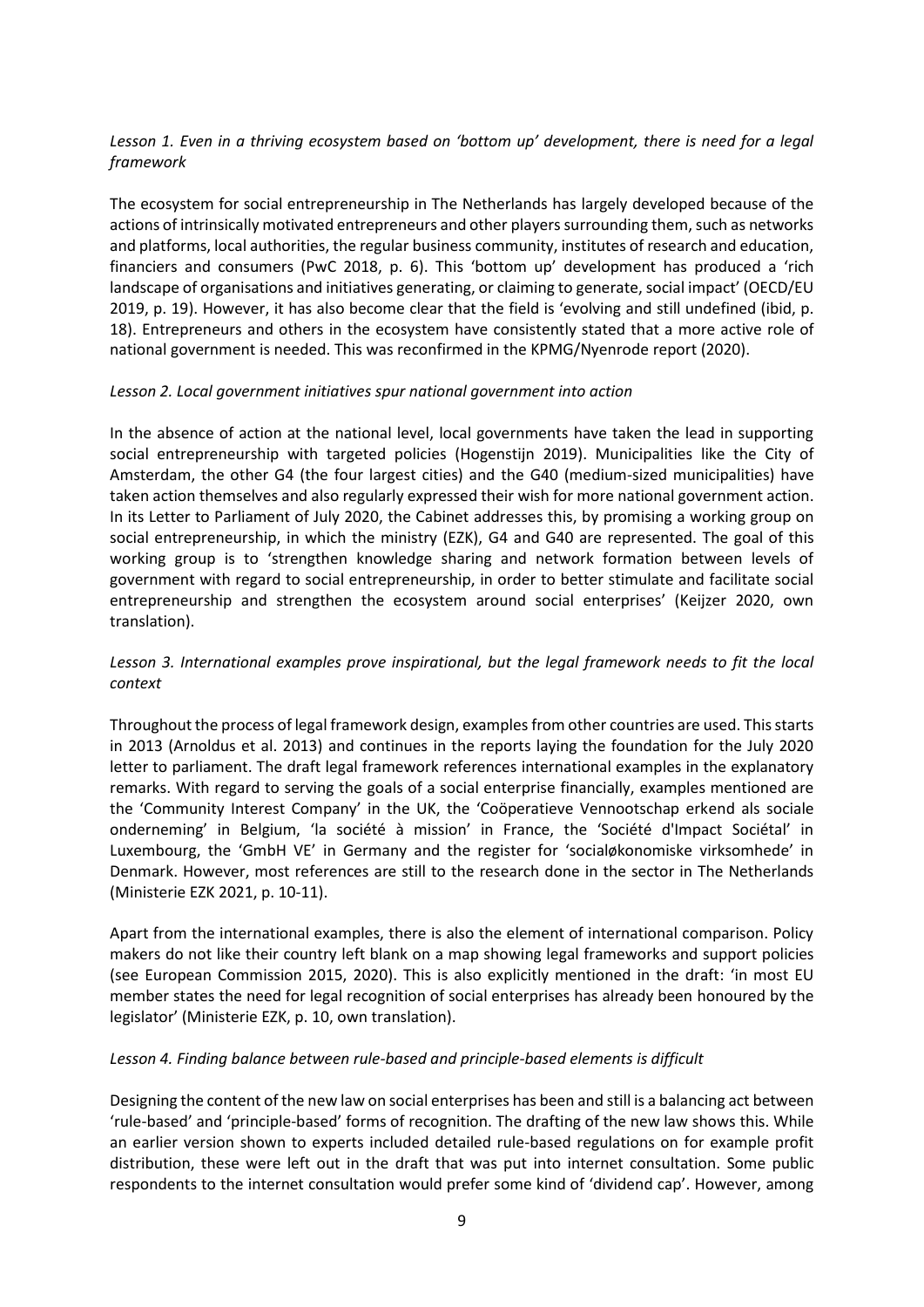*Lesson 1. Even in a thriving ecosystem based on 'bottom up' development, there is need for a legal framework*

The ecosystem for social entrepreneurship in The Netherlands has largely developed because of the actions of intrinsically motivated entrepreneurs and other players surrounding them, such as networks and platforms, local authorities, the regular business community, institutes of research and education, financiers and consumers (PwC 2018, p. 6). This 'bottom up' development has produced a 'rich landscape of organisations and initiatives generating, or claiming to generate, social impact' (OECD/EU 2019, p. 19). However, it has also become clear that the field is 'evolving and still undefined (ibid, p. 18). Entrepreneurs and others in the ecosystem have consistently stated that a more active role of national government is needed. This was reconfirmed in the KPMG/Nyenrode report (2020).

*Lesson 2. Local government initiatives spur national government into action*

In the absence of action at the national level, local governments have taken the lead in supporting social entrepreneurship with targeted policies (Hogenstijn 2019). Municipalities like the City of Amsterdam, the other G4 (the four largest cities) and the G40 (medium-sized municipalities) have taken action themselves and also regularly expressed their wish for more national government action. In its Letter to Parliament of July 2020, the Cabinet addresses this, by promising a working group on social entrepreneurship, in which the ministry (EZK), G4 and G40 are represented. The goal of this working group is to 'strengthen knowledge sharing and network formation between levels of government with regard to social entrepreneurship, in order to better stimulate and facilitate social entrepreneurship and strengthen the ecosystem around social enterprises' (Keijzer 2020, own translation).

*Lesson 3. International examples prove inspirational, but the legal framework needs to fit the local context*

Throughout the process of legal framework design, examples from other countries are used. This starts in 2013 (Arnoldus et al. 2013) and continues in the reports laying the foundation for the July 2020 letter to parliament. The draft legal framework references international examples in the explanatory remarks. With regard to serving the goals of a social enterprise financially, examples mentioned are the 'Community Interest Company' in the UK, the 'Coöperatieve Vennootschap erkend als sociale onderneming' in Belgium, 'la société à mission' in France, the 'Société d'Impact Sociétal' in Luxembourg, the 'GmbH VE' in Germany and the register for 'socialøkonomiske virksomhede' in Denmark. However, most references are still to the research done in the sector in The Netherlands (Ministerie EZK 2021, p. 10-11).

Apart from the international examples, there is also the element of international comparison. Policy makers do not like their country left blank on a map showing legal frameworks and support policies (see European Commission 2015, 2020). This is also explicitly mentioned in the draft: 'in most EU member states the need for legal recognition of social enterprises has already been honoured by the legislator' (Ministerie EZK, p. 10, own translation).

*Lesson 4. Finding balance between rule-based and principle-based elements is difficult*

Designing the content of the new law on social enterprises has been and still is a balancing act between 'rule-based' and 'principle-based' forms of recognition. The drafting of the new law shows this. While an earlier version shown to experts included detailed rule-based regulations on for example profit distribution, these were left out in the draft that was put into internet consultation. Some public respondents to the internet consultation would prefer some kind of 'dividend cap'. However, among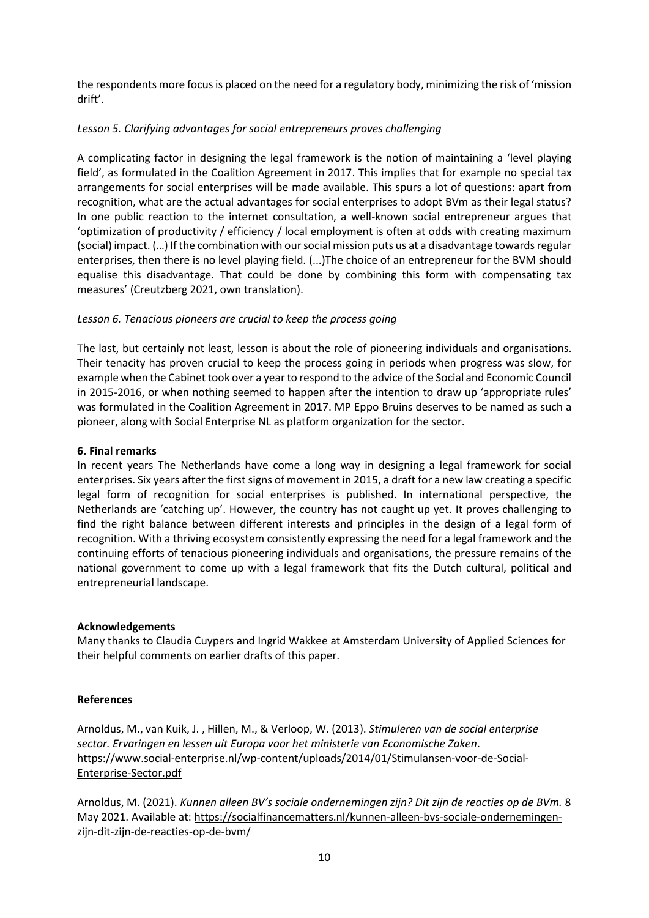the respondents more focus is placed on the need for a regulatory body, minimizing the risk of 'mission drift'.

*Lesson 5. Clarifying advantages for social entrepreneurs proves challenging*

A complicating factor in designing the legal framework is the notion of maintaining a 'level playing field', as formulated in the Coalition Agreement in 2017. This implies that for example no special tax arrangements for social enterprises will be made available. This spurs a lot of questions: apart from recognition, what are the actual advantages for social enterprises to adopt BVm as their legal status? In one public reaction to the internet consultation, a well-known social entrepreneur argues that 'optimization of productivity / efficiency / local employment is often at odds with creating maximum (social) impact. (…) If the combination with our social mission puts us at a disadvantage towards regular enterprises, then there is no level playing field. (...)The choice of an entrepreneur for the BVM should equalise this disadvantage. That could be done by combining this form with compensating tax measures' (Creutzberg 2021, own translation).

*Lesson 6. Tenacious pioneers are crucial to keep the process going*

The last, but certainly not least, lesson is about the role of pioneering individuals and organisations. Their tenacity has proven crucial to keep the process going in periods when progress was slow, for example when the Cabinet took over a year to respond to the advice of the Social and Economic Council in 2015-2016, or when nothing seemed to happen after the intention to draw up 'appropriate rules' was formulated in the Coalition Agreement in 2017. MP Eppo Bruins deserves to be named as such a pioneer, along with Social Enterprise NL as platform organization for the sector.

## 6. Final remarks

In recent years The Netherlands have come a long way in designing a legal framework for social enterprises. Six years after the first signs of movement in 2015, a draft for a new law creating a specific legal form of recognition for social enterprises is published. In international perspective, the Netherlands are 'catching up'. However, the country has not caught up yet. It proves challenging to find the right balance between different interests and principles in the design of a legal form of recognition. With a thriving ecosystem consistently expressing the need for a legal framework and the continuing efforts of tenacious pioneering individuals and organisations, the pressure remains of the national government to come up with a legal framework that fits the Dutch cultural, political and entrepreneurial landscape.

## Acknowledgements

Many thanks to Claudia Cuypers and Ingrid Wakkee at Amsterdam University of Applied Sciences for their helpful comments on earlier drafts of this paper.

## References

Arnoldus, M., van Kuik, J. , Hillen, M., & Verloop, W. (2013). *Stimuleren van de social enterprise sector. Ervaringen en lessen uit Europa voor het ministerie van Economische Zaken*. https://www.social-enterprise.nl/wp-content/uploads/2014/01/Stimulansen-voor-de-Social-Enterprise-Sector.pdf

Arnoldus, M. (2021). *Kunnen alleen BV's sociale ondernemingen zijn? Dit zijn de reacties op de BVm.* 8 May 2021. Available at: https://socialfinancematters.nl/kunnen-alleen-bvs-sociale-ondernemingen-zijn-dit-zijn-de-reacties-op-de-bvm/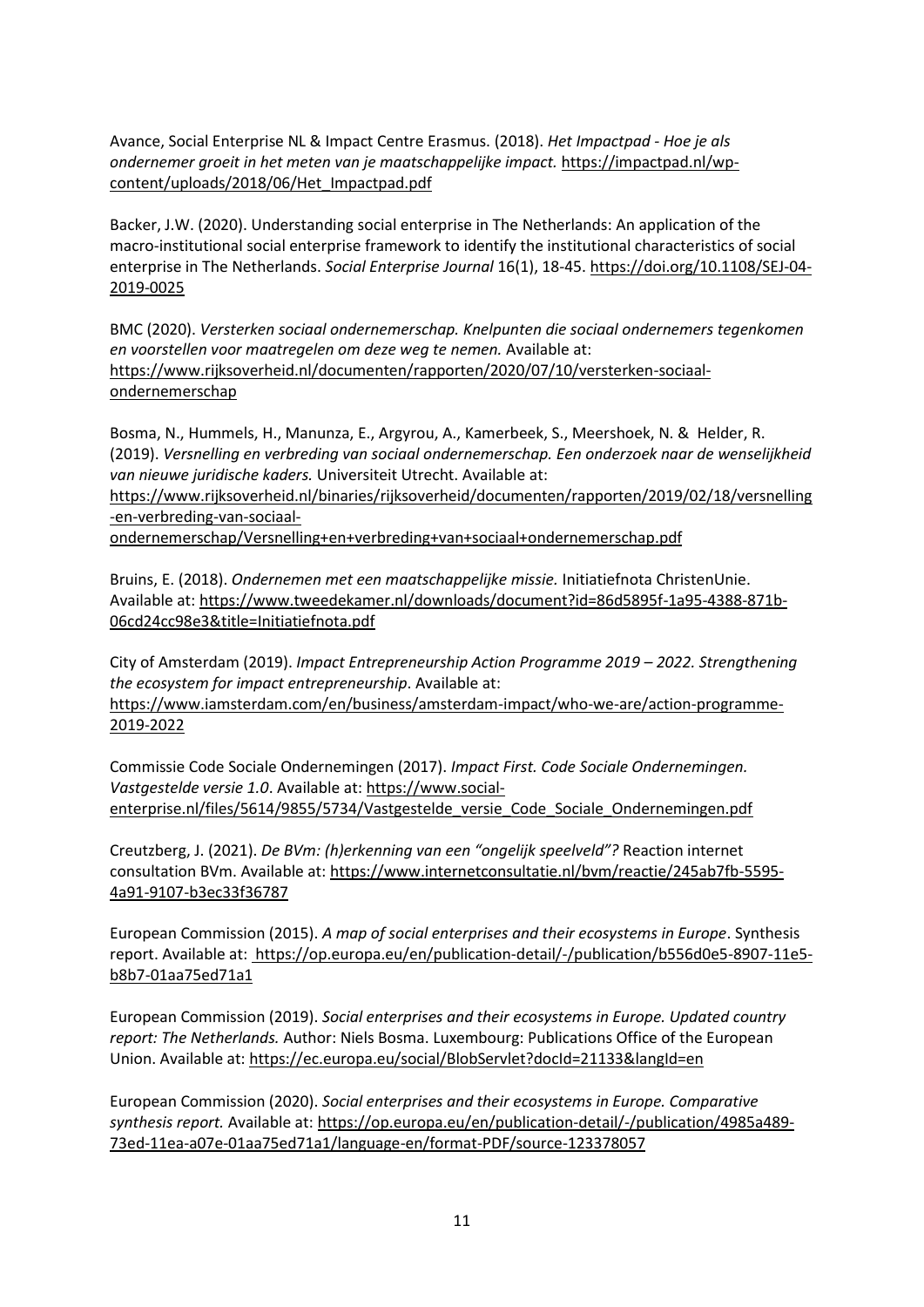Avance, Social Enterprise NL & Impact Centre Erasmus. (2018). *Het Impactpad - Hoe je als ondernemer groeit in het meten van je maatschappelijke impact.* https://impactpad.nl/wp-content/uploads/2018/06/Het_Impactpad.pdf

Backer, J.W. (2020). Understanding social enterprise in The Netherlands: An application of the macro-institutional social enterprise framework to identify the institutional characteristics of social enterprise in The Netherlands. *Social Enterprise Journal* 16(1), 18-45. https://doi.org/10.1108/SEJ-04-2019-0025

BMC (2020). *Versterken sociaal ondernemerschap. Knelpunten die sociaal ondernemers tegenkomen en voorstellen voor maatregelen om deze weg te nemen.* Available at: https://www.rijksoverheid.nl/documenten/rapporten/2020/07/10/versterken-sociaal-ondernemerschap

Bosma, N., Hummels, H., Manunza, E., Argyrou, A., Kamerbeek, S., Meershoek, N. & Helder, R. (2019). *Versnelling en verbreding van sociaal ondernemerschap. Een onderzoek naar de wenselijkheid van nieuwe juridische kaders.* Universiteit Utrecht. Available at: https://www.rijksoverheid.nl/binaries/rijksoverheid/documenten/rapporten/2019/02/18/versnelling-en-verbreding-van-sociaal-ondernemerschap/Versnelling+en+verbreding+van+sociaal+ondernemerschap.pdf

Bruins, E. (2018). *Ondernemen met een maatschappelijke missie.* Initiatiefnota ChristenUnie. Available at: https://www.tweedekamer.nl/downloads/document?id=86d5895f-1a95-4388-871b-06cd24cc98e3&title=Initiatiefnota.pdf

City of Amsterdam (2019). *Impact Entrepreneurship Action Programme 2019 – 2022. Strengthening the ecosystem for impact entrepreneurship*. Available at: https://www.iamsterdam.com/en/business/amsterdam-impact/who-we-are/action-programme-2019-2022

Commissie Code Sociale Ondernemingen (2017). *Impact First. Code Sociale Ondernemingen. Vastgestelde versie 1.0*. Available at: https://www.social-enterprise.nl/files/5614/9855/5734/Vastgestelde_versie_Code_Sociale_Ondernemingen.pdf

Creutzberg, J. (2021). *De BVm: (h)erkenning van een "ongelijk speelveld"?* Reaction internet consultation BVm. Available at: https://www.internetconsultatie.nl/bvm/reactie/245ab7fb-5595-4a91-9107-b3ec33f36787

European Commission (2015). *A map of social enterprises and their ecosystems in Europe*. Synthesis report. Available at: https://op.europa.eu/en/publication-detail/-/publication/b556d0e5-8907-11e5-b8b7-01aa75ed71a1

European Commission (2019). *Social enterprises and their ecosystems in Europe. Updated country report: The Netherlands.* Author: Niels Bosma. Luxembourg: Publications Office of the European Union. Available at: https://ec.europa.eu/social/BlobServlet?docId=21133&langId=en

European Commission (2020). *Social enterprises and their ecosystems in Europe. Comparative synthesis report.* Available at: https://op.europa.eu/en/publication-detail/-/publication/4985a489-73ed-11ea-a07e-01aa75ed71a1/language-en/format-PDF/source-123378057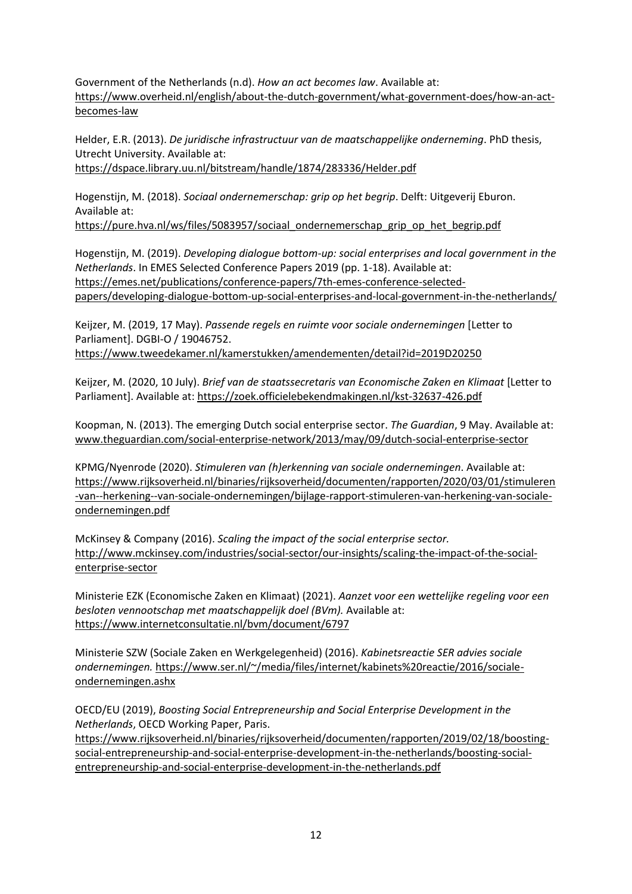Government of the Netherlands (n.d). *How an act becomes law*. Available at: https://www.overheid.nl/english/about-the-dutch-government/what-government-does/how-an-act-becomes-law

Helder, E.R. (2013). *De juridische infrastructuur van de maatschappelijke onderneming*. PhD thesis, Utrecht University. Available at: https://dspace.library.uu.nl/bitstream/handle/1874/283336/Helder.pdf

Hogenstijn, M. (2018). *Sociaal ondernemerschap: grip op het begrip*. Delft: Uitgeverij Eburon. Available at: https://pure.hva.nl/ws/files/5083957/sociaal_ondernemerschap_grip_op_het_begrip.pdf

Hogenstijn, M. (2019). *Developing dialogue bottom-up: social enterprises and local government in the Netherlands*. In EMES Selected Conference Papers 2019 (pp. 1-18). Available at: https://emes.net/publications/conference-papers/7th-emes-conference-selected-papers/developing-dialogue-bottom-up-social-enterprises-and-local-government-in-the-netherlands/

Keijzer, M. (2019, 17 May). *Passende regels en ruimte voor sociale ondernemingen* [Letter to Parliament]. DGBI-O / 19046752. https://www.tweedekamer.nl/kamerstukken/amendementen/detail?id=2019D20250

Keijzer, M. (2020, 10 July). *Brief van de staatssecretaris van Economische Zaken en Klimaat* [Letter to Parliament]. Available at: https://zoek.officielebekendmakingen.nl/kst-32637-426.pdf

Koopman, N. (2013). The emerging Dutch social enterprise sector. *The Guardian*, 9 May. Available at: www.theguardian.com/social-enterprise-network/2013/may/09/dutch-social-enterprise-sector

KPMG/Nyenrode (2020). *Stimuleren van (h)erkenning van sociale ondernemingen*. Available at: https://www.rijksoverheid.nl/binaries/rijksoverheid/documenten/rapporten/2020/03/01/stimuleren-van--herkening--van-sociale-ondernemingen/bijlage-rapport-stimuleren-van-herkening-van-sociale-ondernemingen.pdf

McKinsey & Company (2016). *Scaling the impact of the social enterprise sector.* http://www.mckinsey.com/industries/social-sector/our-insights/scaling-the-impact-of-the-social-enterprise-sector

Ministerie EZK (Economische Zaken en Klimaat) (2021). *Aanzet voor een wettelijke regeling voor een besloten vennootschap met maatschappelijk doel (BVm).* Available at: https://www.internetconsultatie.nl/bvm/document/6797

Ministerie SZW (Sociale Zaken en Werkgelegenheid) (2016). *Kabinetsreactie SER advies sociale ondernemingen.* https://www.ser.nl/~/media/files/internet/kabinets%20reactie/2016/sociale-ondernemingen.ashx

OECD/EU (2019), *Boosting Social Entrepreneurship and Social Enterprise Development in the Netherlands*, OECD Working Paper, Paris. https://www.rijksoverheid.nl/binaries/rijksoverheid/documenten/rapporten/2019/02/18/boosting-social-entrepreneurship-and-social-enterprise-development-in-the-netherlands/boosting-social-entrepreneurship-and-social-enterprise-development-in-the-netherlands.pdf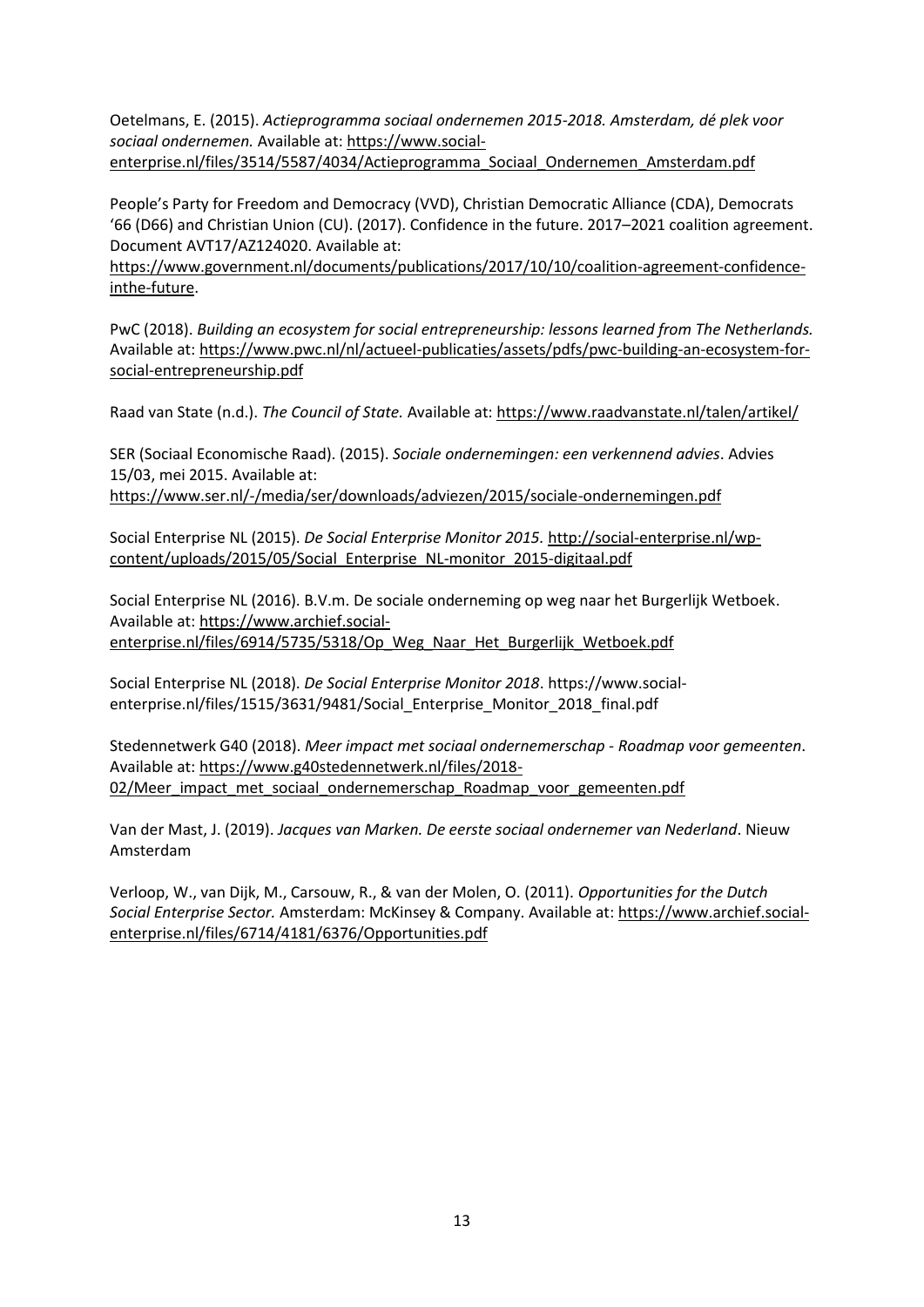Oetelmans, E. (2015). *Actieprogramma sociaal ondernemen 2015-2018. Amsterdam, dé plek voor sociaal ondernemen.* Available at: https://www.social-enterprise.nl/files/3514/5587/4034/Actieprogramma_Sociaal_Ondernemen_Amsterdam.pdf

People's Party for Freedom and Democracy (VVD), Christian Democratic Alliance (CDA), Democrats '66 (D66) and Christian Union (CU). (2017). Confidence in the future. 2017–2021 coalition agreement. Document AVT17/AZ124020. Available at: https://www.government.nl/documents/publications/2017/10/10/coalition-agreement-confidence-inthe-future.

PwC (2018). *Building an ecosystem for social entrepreneurship: lessons learned from The Netherlands.* Available at: https://www.pwc.nl/nl/actueel-publicaties/assets/pdfs/pwc-building-an-ecosystem-for-social-entrepreneurship.pdf

Raad van State (n.d.). *The Council of State.* Available at: https://www.raadvanstate.nl/talen/artikel/

SER (Sociaal Economische Raad). (2015). *Sociale ondernemingen: een verkennend advies*. Advies 15/03, mei 2015. Available at: https://www.ser.nl/-/media/ser/downloads/adviezen/2015/sociale-ondernemingen.pdf

Social Enterprise NL (2015). *De Social Enterprise Monitor 2015.* http://social-enterprise.nl/wp-content/uploads/2015/05/Social_Enterprise_NL-monitor_2015-digitaal.pdf

Social Enterprise NL (2016). B.V.m. De sociale onderneming op weg naar het Burgerlijk Wetboek. Available at: https://www.archief.social-enterprise.nl/files/6914/5735/5318/Op_Weg_Naar_Het_Burgerlijk_Wetboek.pdf

Social Enterprise NL (2018). *De Social Enterprise Monitor 2018*. https://www.social-enterprise.nl/files/1515/3631/9481/Social_Enterprise_Monitor_2018_final.pdf

Stedennetwerk G40 (2018). *Meer impact met sociaal ondernemerschap - Roadmap voor gemeenten*. Available at: https://www.g40stedennetwerk.nl/files/2018-02/Meer_impact_met_sociaal_ondernemerschap_Roadmap_voor_gemeenten.pdf

Van der Mast, J. (2019). *Jacques van Marken. De eerste sociaal ondernemer van Nederland*. Nieuw Amsterdam

Verloop, W., van Dijk, M., Carsouw, R., & van der Molen, O. (2011). *Opportunities for the Dutch Social Enterprise Sector.* Amsterdam: McKinsey & Company. Available at: https://www.archief.social-enterprise.nl/files/6714/4181/6376/Opportunities.pdf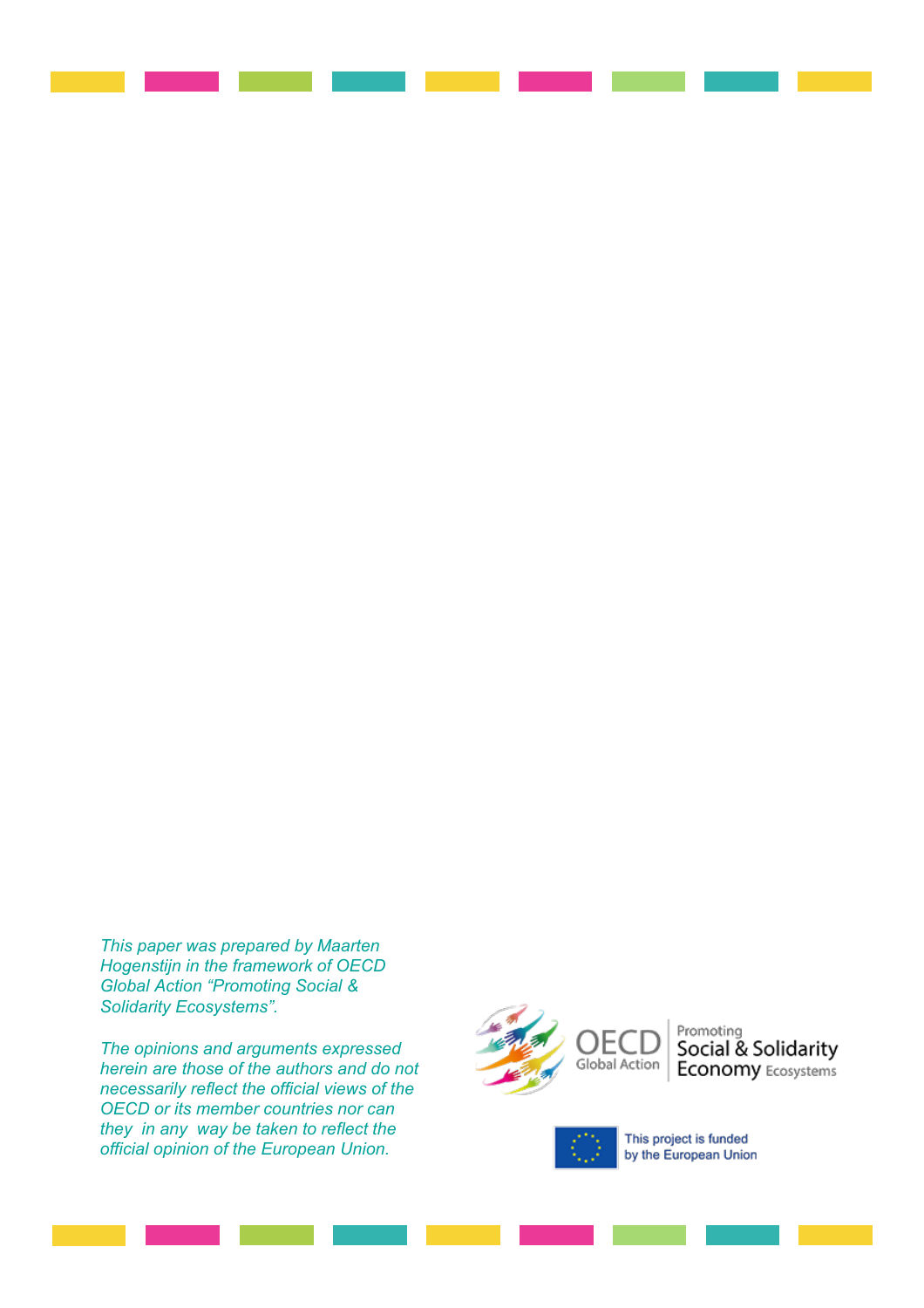*This paper was prepared by Maarten Hogenstijn in the framework of OECD Global Action “Promoting Social & Solidarity Ecosystems”.*

*The opinions and arguments expressed herein are those of the authors and do not necessarily reflect the official views of the OECD or its member countries nor can they in any way be taken to reflect the official opinion of the European Union.*

OECD Global Action | Promoting Social & Solidarity Economy Ecosystems

This project is funded by the European Union